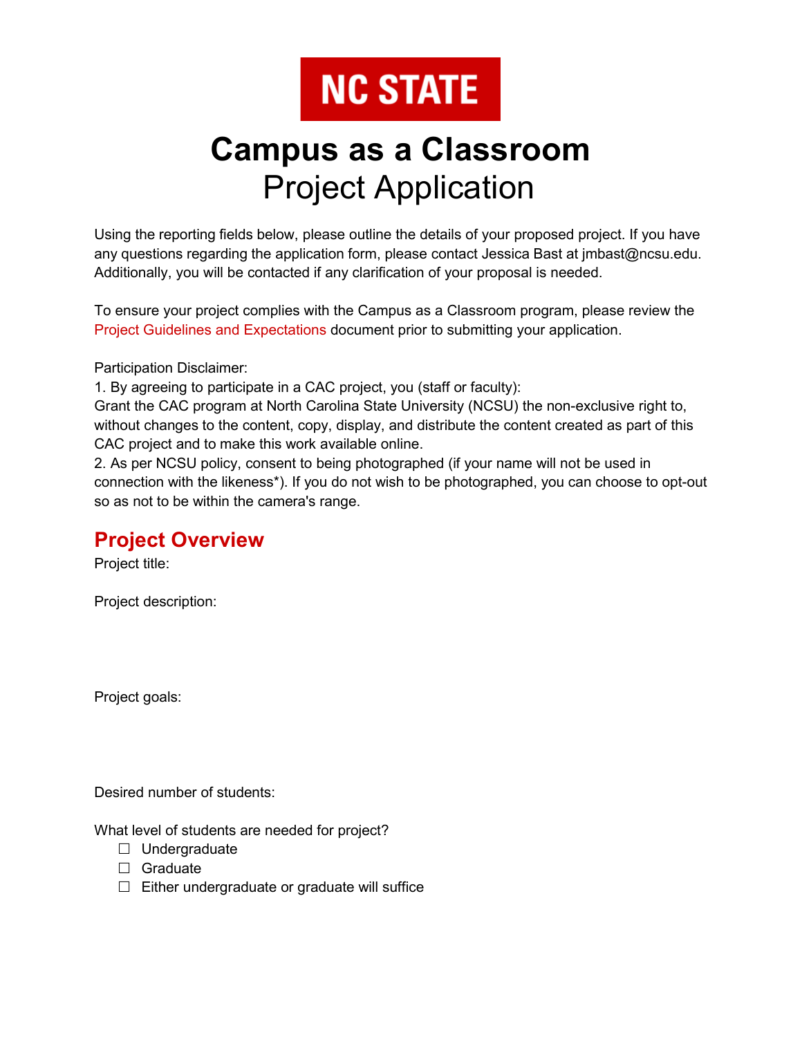NC STATE

# Campus as a Classroom
Project Application

Using the reporting fields below, please outline the details of your proposed project. If you have any questions regarding the application form, please contact Jessica Bast at jmbast@ncsu.edu. Additionally, you will be contacted if any clarification of your proposal is needed.

To ensure your project complies with the Campus as a Classroom program, please review the Project Guidelines and Expectations document prior to submitting your application.

Participation Disclaimer:
1. By agreeing to participate in a CAC project, you (staff or faculty):
Grant the CAC program at North Carolina State University (NCSU) the non-exclusive right to, without changes to the content, copy, display, and distribute the content created as part of this CAC project and to make this work available online.
2. As per NCSU policy, consent to being photographed (if your name will not be used in connection with the likeness*). If you do not wish to be photographed, you can choose to opt-out so as not to be within the camera's range.

## Project Overview

Project title:

Project description:

Project goals:

Desired number of students:

What level of students are needed for project?

- ☐ Undergraduate
- ☐ Graduate
- ☐ Either undergraduate or graduate will suffice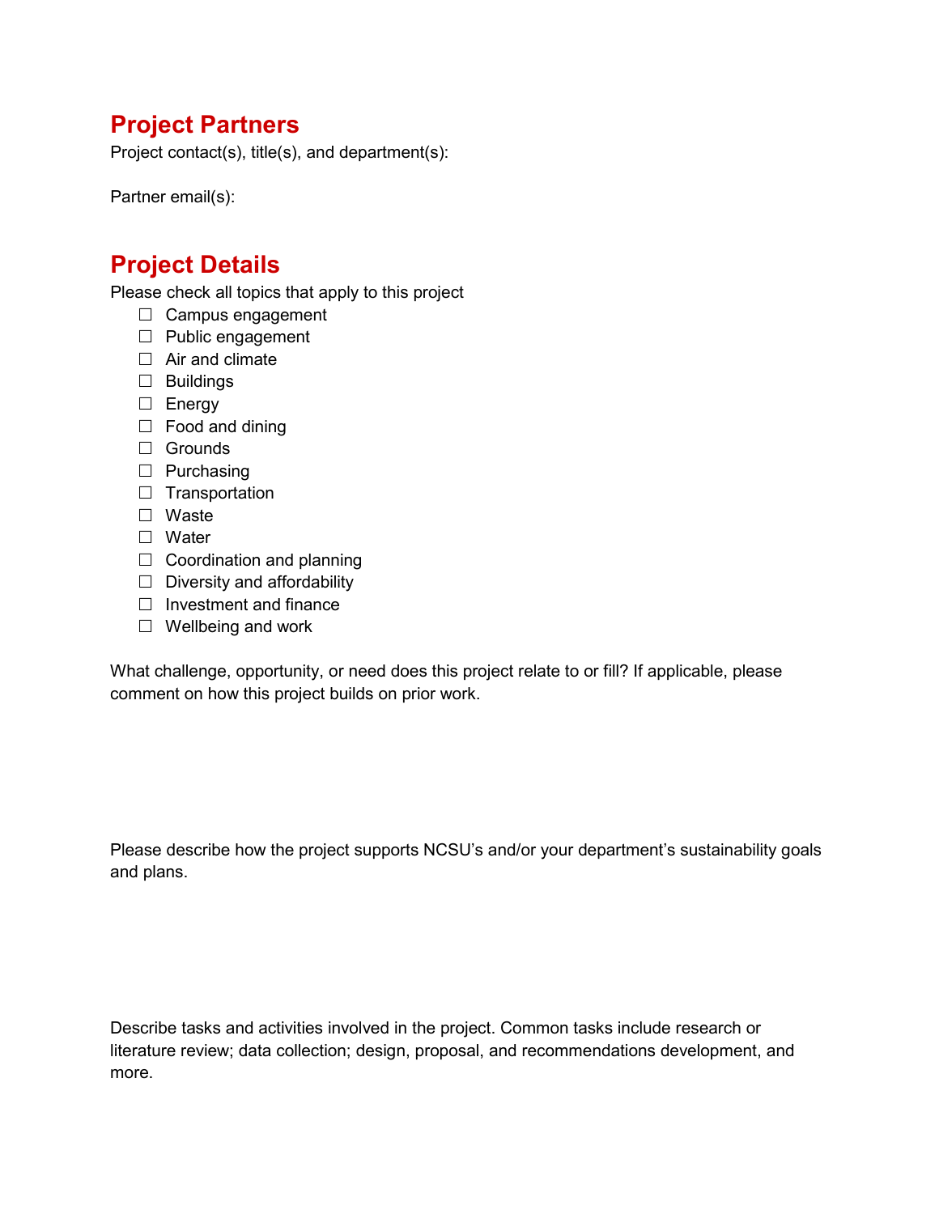## Project Partners

Project contact(s), title(s), and department(s):

Partner email(s):

## Project Details

Please check all topics that apply to this project

- ☐ Campus engagement
- ☐ Public engagement
- ☐ Air and climate
- ☐ Buildings
- ☐ Energy
- ☐ Food and dining
- ☐ Grounds
- ☐ Purchasing
- ☐ Transportation
- ☐ Waste
- ☐ Water
- ☐ Coordination and planning
- ☐ Diversity and affordability
- ☐ Investment and finance
- ☐ Wellbeing and work

What challenge, opportunity, or need does this project relate to or fill? If applicable, please comment on how this project builds on prior work.

Please describe how the project supports NCSU's and/or your department's sustainability goals and plans.

Describe tasks and activities involved in the project. Common tasks include research or literature review; data collection; design, proposal, and recommendations development, and more.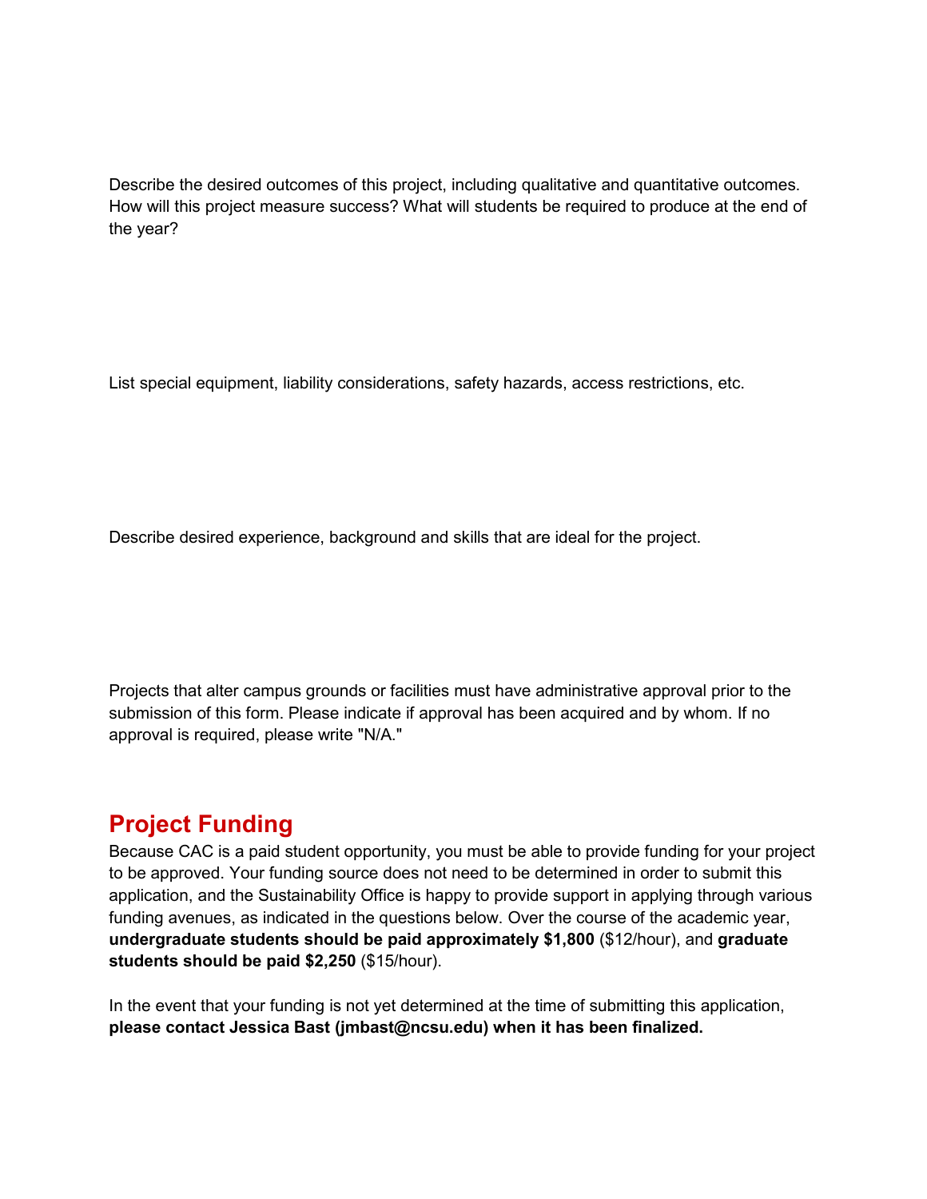Describe the desired outcomes of this project, including qualitative and quantitative outcomes. How will this project measure success? What will students be required to produce at the end of the year?

List special equipment, liability considerations, safety hazards, access restrictions, etc.

Describe desired experience, background and skills that are ideal for the project.

Projects that alter campus grounds or facilities must have administrative approval prior to the submission of this form. Please indicate if approval has been acquired and by whom. If no approval is required, please write "N/A."

## Project Funding

Because CAC is a paid student opportunity, you must be able to provide funding for your project to be approved. Your funding source does not need to be determined in order to submit this application, and the Sustainability Office is happy to provide support in applying through various funding avenues, as indicated in the questions below. Over the course of the academic year, **undergraduate students should be paid approximately $1,800** ($12/hour), and **graduate students should be paid $2,250** ($15/hour).

In the event that your funding is not yet determined at the time of submitting this application, **please contact Jessica Bast (jmbast@ncsu.edu) when it has been finalized.**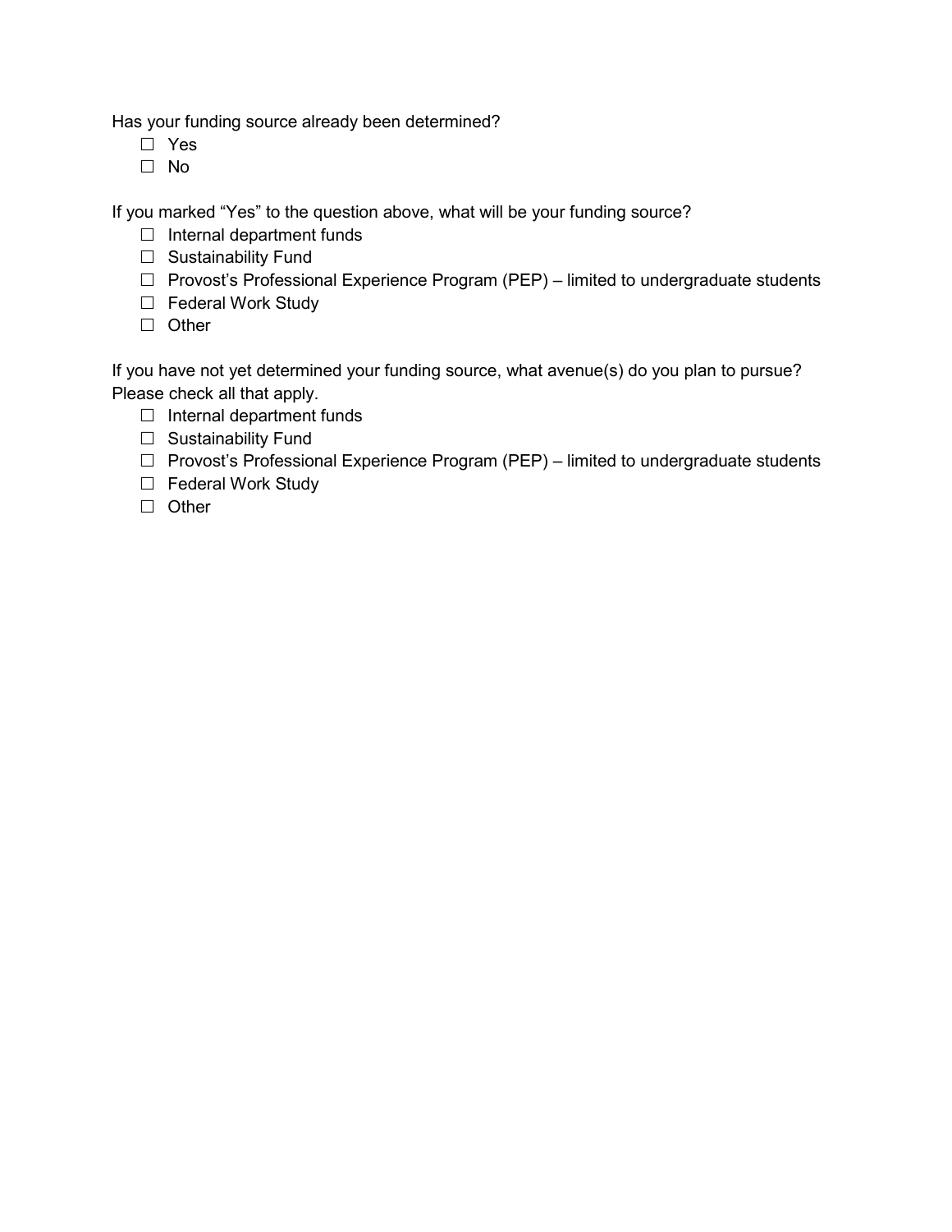Has your funding source already been determined?

- ☐ Yes
- ☐ No

If you marked “Yes” to the question above, what will be your funding source?

- ☐ Internal department funds
- ☐ Sustainability Fund
- ☐ Provost’s Professional Experience Program (PEP) – limited to undergraduate students
- ☐ Federal Work Study
- ☐ Other

If you have not yet determined your funding source, what avenue(s) do you plan to pursue? Please check all that apply.

- ☐ Internal department funds
- ☐ Sustainability Fund
- ☐ Provost’s Professional Experience Program (PEP) – limited to undergraduate students
- ☐ Federal Work Study
- ☐ Other